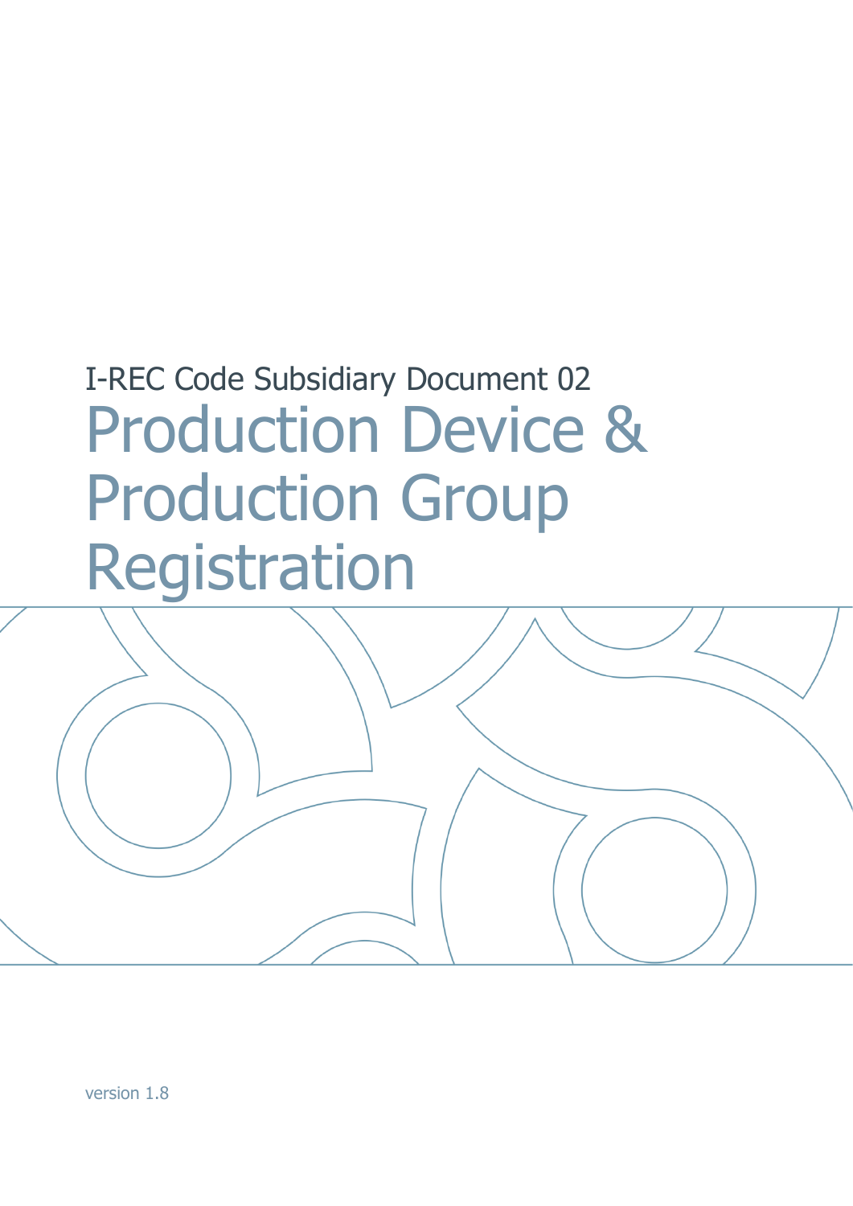I-REC Code Subsidiary Document 02

# Production Device & Production Group Registration

version 1.8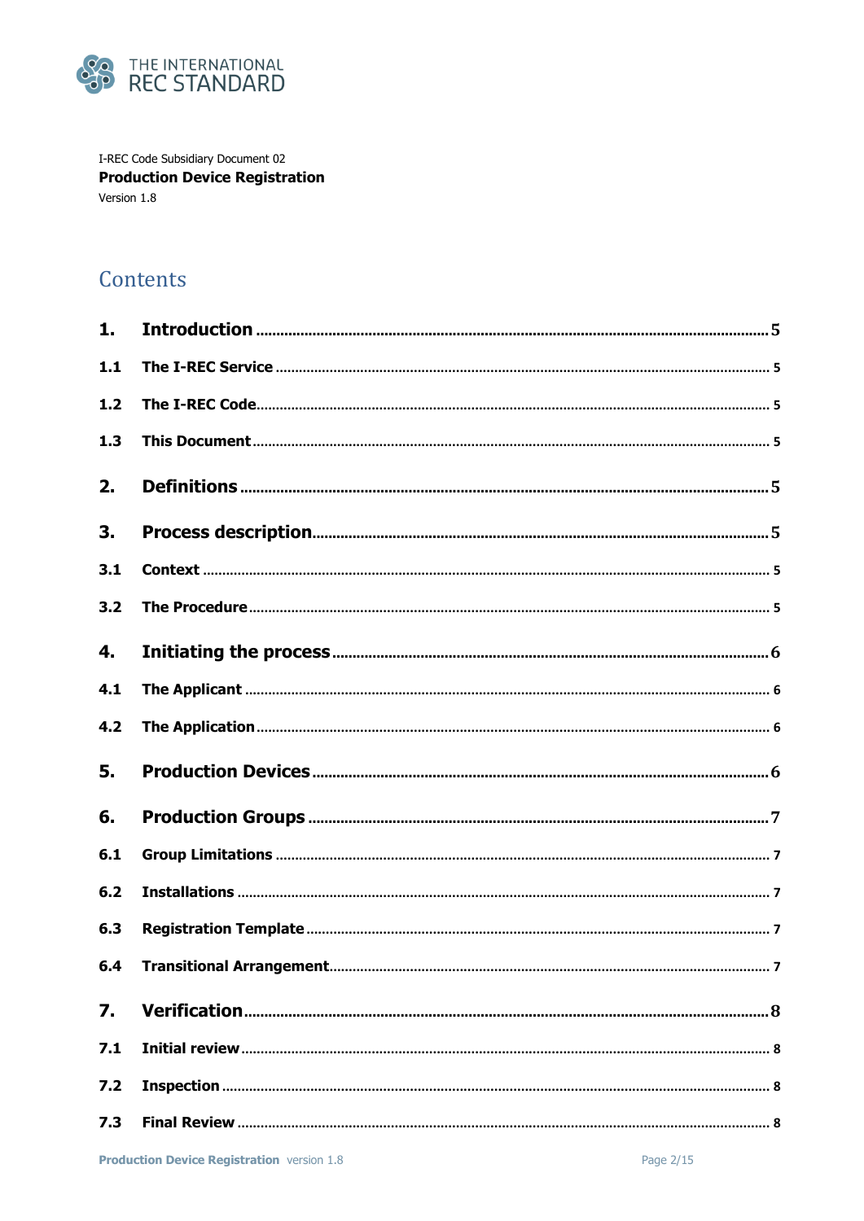THE INTERNATIONAL REC STANDARD

I-REC Code Subsidiary Document 02
**Production Device Registration**
Version 1.8

# Contents

| | | |
|---|---|---|
| **1.** | **Introduction** | **5** |
| **1.1** | **The I-REC Service** | **5** |
| **1.2** | **The I-REC Code** | **5** |
| **1.3** | **This Document** | **5** |
| **2.** | **Definitions** | **5** |
| **3.** | **Process description** | **5** |
| **3.1** | **Context** | **5** |
| **3.2** | **The Procedure** | **5** |
| **4.** | **Initiating the process** | **6** |
| **4.1** | **The Applicant** | **6** |
| **4.2** | **The Application** | **6** |
| **5.** | **Production Devices** | **6** |
| **6.** | **Production Groups** | **7** |
| **6.1** | **Group Limitations** | **7** |
| **6.2** | **Installations** | **7** |
| **6.3** | **Registration Template** | **7** |
| **6.4** | **Transitional Arrangement** | **7** |
| **7.** | **Verification** | **8** |
| **7.1** | **Initial review** | **8** |
| **7.2** | **Inspection** | **8** |
| **7.3** | **Final Review** | **8** |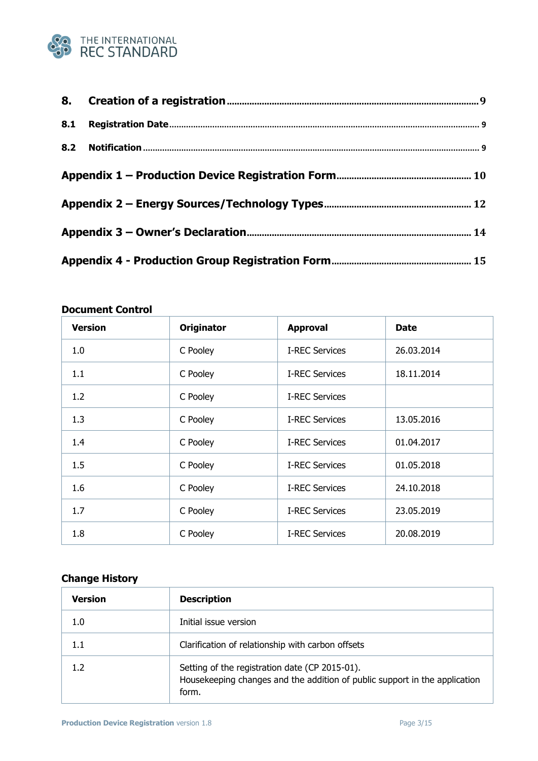**8. Creation of a registration** .......... 9

**8.1 Registration Date** .......... 9

**8.2 Notification** .......... 9

**Appendix 1 – Production Device Registration Form** .......... 10

**Appendix 2 – Energy Sources/Technology Types** .......... 12

**Appendix 3 – Owner's Declaration** .......... 14

**Appendix 4 - Production Group Registration Form** .......... 15

**Document Control**

| Version | Originator | Approval | Date |
|---|---|---|---|
| 1.0 | C Pooley | I-REC Services | 26.03.2014 |
| 1.1 | C Pooley | I-REC Services | 18.11.2014 |
| 1.2 | C Pooley | I-REC Services | |
| 1.3 | C Pooley | I-REC Services | 13.05.2016 |
| 1.4 | C Pooley | I-REC Services | 01.04.2017 |
| 1.5 | C Pooley | I-REC Services | 01.05.2018 |
| 1.6 | C Pooley | I-REC Services | 24.10.2018 |
| 1.7 | C Pooley | I-REC Services | 23.05.2019 |
| 1.8 | C Pooley | I-REC Services | 20.08.2019 |

**Change History**

| Version | Description |
|---|---|
| 1.0 | Initial issue version |
| 1.1 | Clarification of relationship with carbon offsets |
| 1.2 | Setting of the registration date (CP 2015-01). Housekeeping changes and the addition of public support in the application form. |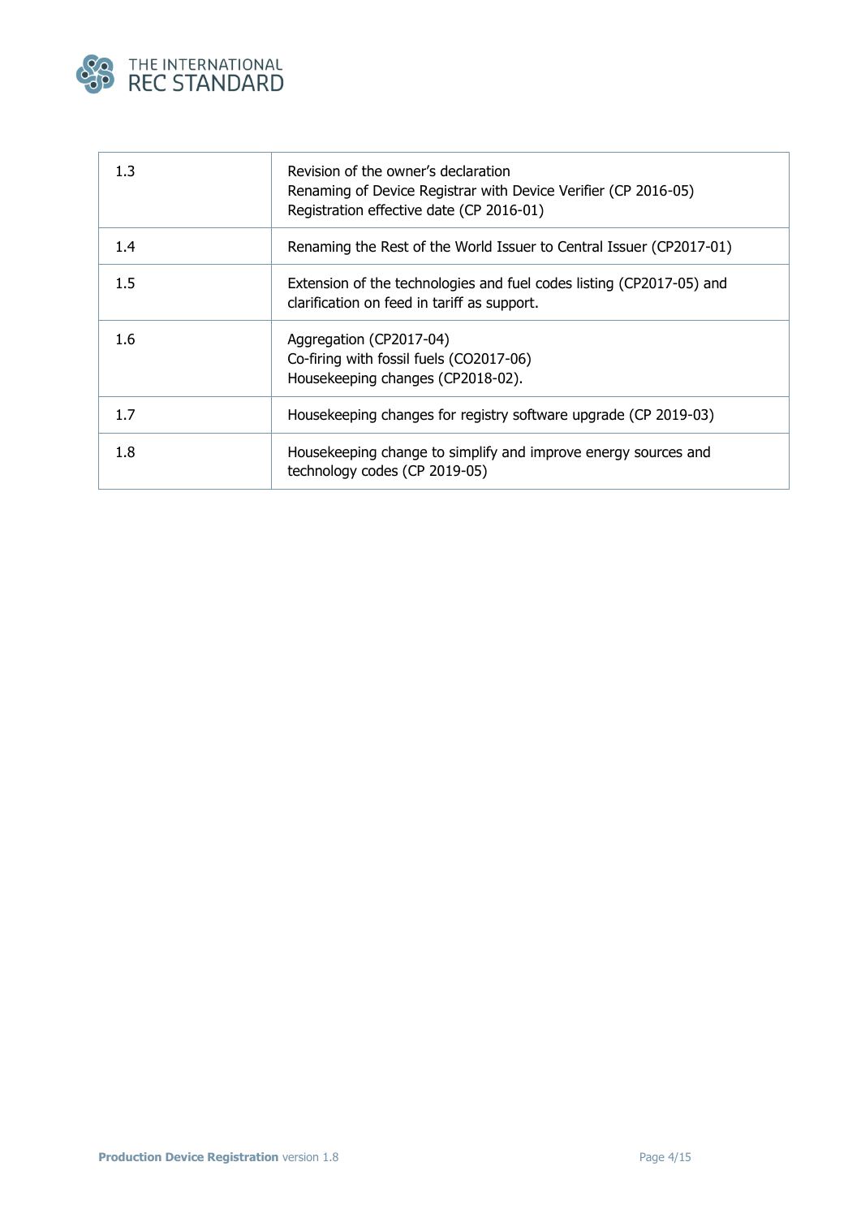| | |
|---|---|
| 1.3 | Revision of the owner's declaration<br>Renaming of Device Registrar with Device Verifier (CP 2016-05)<br>Registration effective date (CP 2016-01) |
| 1.4 | Renaming the Rest of the World Issuer to Central Issuer (CP2017-01) |
| 1.5 | Extension of the technologies and fuel codes listing (CP2017-05) and clarification on feed in tariff as support. |
| 1.6 | Aggregation (CP2017-04)<br>Co-firing with fossil fuels (CO2017-06)<br>Housekeeping changes (CP2018-02). |
| 1.7 | Housekeeping changes for registry software upgrade (CP 2019-03) |
| 1.8 | Housekeeping change to simplify and improve energy sources and technology codes (CP 2019-05) |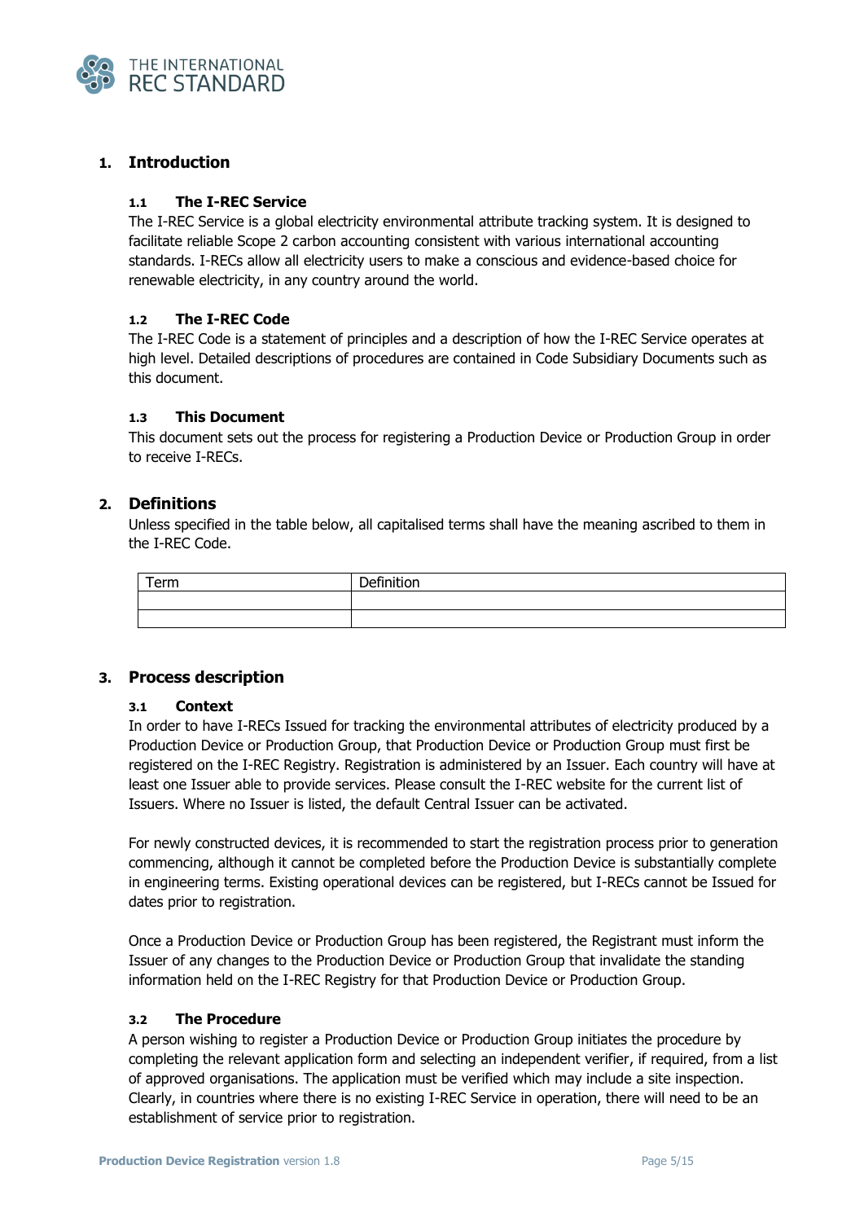# 1. Introduction

## 1.1 The I-REC Service

The I-REC Service is a global electricity environmental attribute tracking system. It is designed to facilitate reliable Scope 2 carbon accounting consistent with various international accounting standards. I-RECs allow all electricity users to make a conscious and evidence-based choice for renewable electricity, in any country around the world.

## 1.2 The I-REC Code

The I-REC Code is a statement of principles and a description of how the I-REC Service operates at high level. Detailed descriptions of procedures are contained in Code Subsidiary Documents such as this document.

## 1.3 This Document

This document sets out the process for registering a Production Device or Production Group in order to receive I-RECs.

# 2. Definitions

Unless specified in the table below, all capitalised terms shall have the meaning ascribed to them in the I-REC Code.

| Term | Definition |
|---|---|
| | |
| | |

# 3. Process description

## 3.1 Context

In order to have I-RECs Issued for tracking the environmental attributes of electricity produced by a Production Device or Production Group, that Production Device or Production Group must first be registered on the I-REC Registry. Registration is administered by an Issuer. Each country will have at least one Issuer able to provide services. Please consult the I-REC website for the current list of Issuers. Where no Issuer is listed, the default Central Issuer can be activated.

For newly constructed devices, it is recommended to start the registration process prior to generation commencing, although it cannot be completed before the Production Device is substantially complete in engineering terms. Existing operational devices can be registered, but I-RECs cannot be Issued for dates prior to registration.

Once a Production Device or Production Group has been registered, the Registrant must inform the Issuer of any changes to the Production Device or Production Group that invalidate the standing information held on the I-REC Registry for that Production Device or Production Group.

## 3.2 The Procedure

A person wishing to register a Production Device or Production Group initiates the procedure by completing the relevant application form and selecting an independent verifier, if required, from a list of approved organisations. The application must be verified which may include a site inspection. Clearly, in countries where there is no existing I-REC Service in operation, there will need to be an establishment of service prior to registration.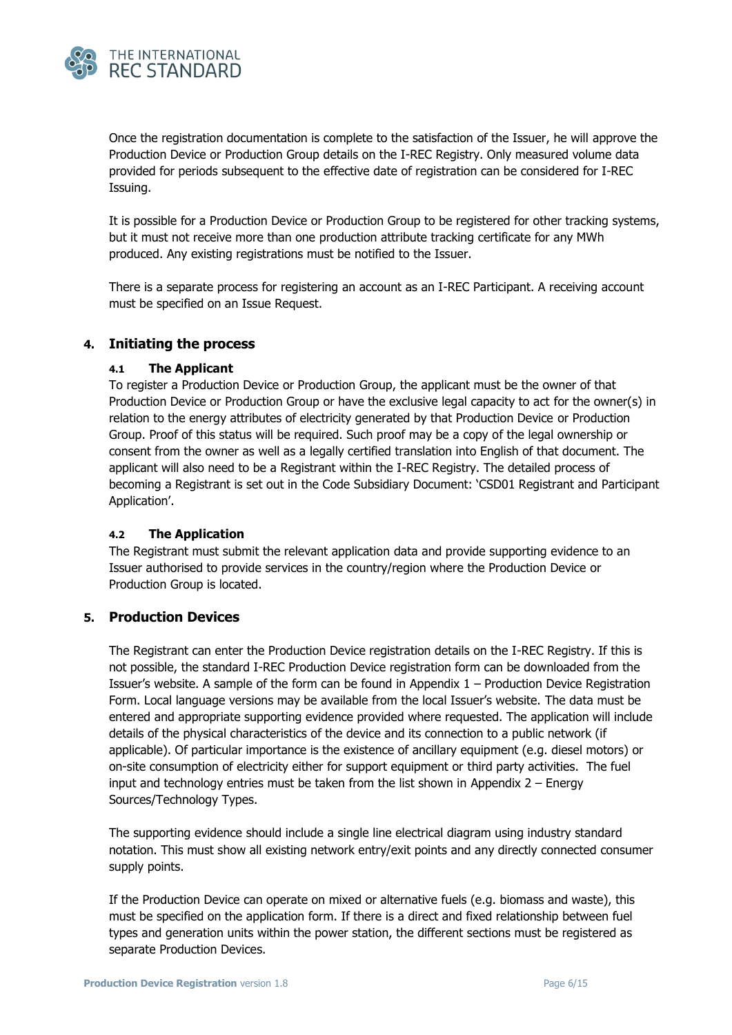Once the registration documentation is complete to the satisfaction of the Issuer, he will approve the Production Device or Production Group details on the I-REC Registry. Only measured volume data provided for periods subsequent to the effective date of registration can be considered for I-REC Issuing.

It is possible for a Production Device or Production Group to be registered for other tracking systems, but it must not receive more than one production attribute tracking certificate for any MWh produced. Any existing registrations must be notified to the Issuer.

There is a separate process for registering an account as an I-REC Participant. A receiving account must be specified on an Issue Request.

## 4. Initiating the process

### 4.1 The Applicant

To register a Production Device or Production Group, the applicant must be the owner of that Production Device or Production Group or have the exclusive legal capacity to act for the owner(s) in relation to the energy attributes of electricity generated by that Production Device or Production Group. Proof of this status will be required. Such proof may be a copy of the legal ownership or consent from the owner as well as a legally certified translation into English of that document. The applicant will also need to be a Registrant within the I-REC Registry. The detailed process of becoming a Registrant is set out in the Code Subsidiary Document: 'CSD01 Registrant and Participant Application'.

### 4.2 The Application

The Registrant must submit the relevant application data and provide supporting evidence to an Issuer authorised to provide services in the country/region where the Production Device or Production Group is located.

## 5. Production Devices

The Registrant can enter the Production Device registration details on the I-REC Registry. If this is not possible, the standard I-REC Production Device registration form can be downloaded from the Issuer's website. A sample of the form can be found in Appendix 1 – Production Device Registration Form. Local language versions may be available from the local Issuer's website. The data must be entered and appropriate supporting evidence provided where requested. The application will include details of the physical characteristics of the device and its connection to a public network (if applicable). Of particular importance is the existence of ancillary equipment (e.g. diesel motors) or on-site consumption of electricity either for support equipment or third party activities. The fuel input and technology entries must be taken from the list shown in Appendix 2 – Energy Sources/Technology Types.

The supporting evidence should include a single line electrical diagram using industry standard notation. This must show all existing network entry/exit points and any directly connected consumer supply points.

If the Production Device can operate on mixed or alternative fuels (e.g. biomass and waste), this must be specified on the application form. If there is a direct and fixed relationship between fuel types and generation units within the power station, the different sections must be registered as separate Production Devices.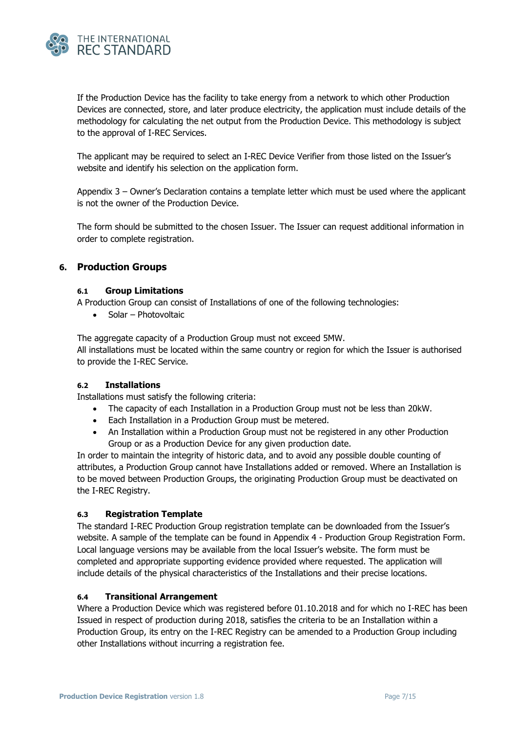If the Production Device has the facility to take energy from a network to which other Production Devices are connected, store, and later produce electricity, the application must include details of the methodology for calculating the net output from the Production Device. This methodology is subject to the approval of I-REC Services.

The applicant may be required to select an I-REC Device Verifier from those listed on the Issuer's website and identify his selection on the application form.

Appendix 3 – Owner's Declaration contains a template letter which must be used where the applicant is not the owner of the Production Device.

The form should be submitted to the chosen Issuer. The Issuer can request additional information in order to complete registration.

## 6. Production Groups

### 6.1 Group Limitations

A Production Group can consist of Installations of one of the following technologies:

- Solar – Photovoltaic

The aggregate capacity of a Production Group must not exceed 5MW.
All installations must be located within the same country or region for which the Issuer is authorised to provide the I-REC Service.

### 6.2 Installations

Installations must satisfy the following criteria:

- The capacity of each Installation in a Production Group must not be less than 20kW.
- Each Installation in a Production Group must be metered.
- An Installation within a Production Group must not be registered in any other Production Group or as a Production Device for any given production date.

In order to maintain the integrity of historic data, and to avoid any possible double counting of attributes, a Production Group cannot have Installations added or removed. Where an Installation is to be moved between Production Groups, the originating Production Group must be deactivated on the I-REC Registry.

### 6.3 Registration Template

The standard I-REC Production Group registration template can be downloaded from the Issuer's website. A sample of the template can be found in Appendix 4 - Production Group Registration Form. Local language versions may be available from the local Issuer's website. The form must be completed and appropriate supporting evidence provided where requested. The application will include details of the physical characteristics of the Installations and their precise locations.

### 6.4 Transitional Arrangement

Where a Production Device which was registered before 01.10.2018 and for which no I-REC has been Issued in respect of production during 2018, satisfies the criteria to be an Installation within a Production Group, its entry on the I-REC Registry can be amended to a Production Group including other Installations without incurring a registration fee.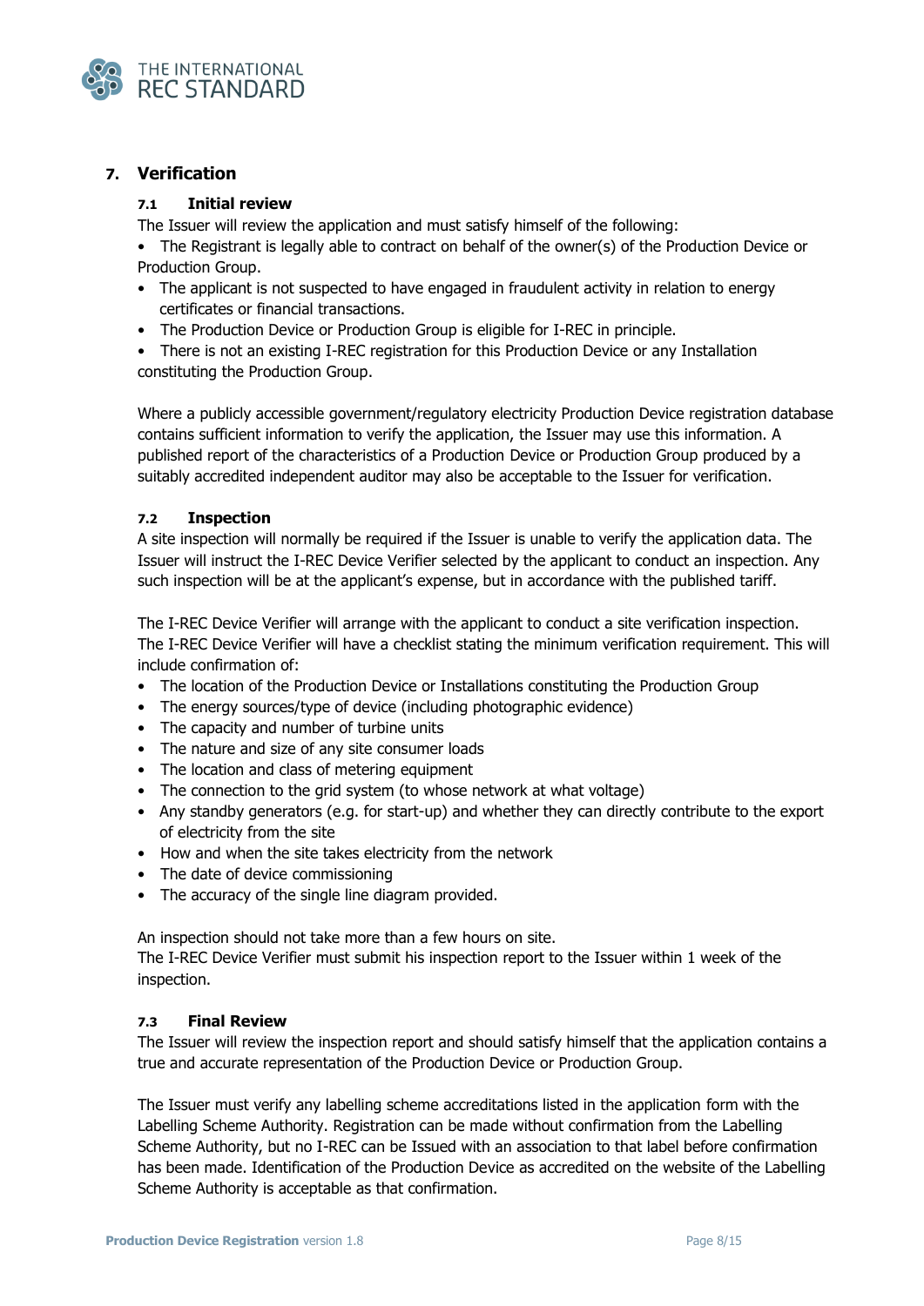## 7. Verification

### 7.1 Initial review

The Issuer will review the application and must satisfy himself of the following:

- The Registrant is legally able to contract on behalf of the owner(s) of the Production Device or Production Group.
- The applicant is not suspected to have engaged in fraudulent activity in relation to energy certificates or financial transactions.
- The Production Device or Production Group is eligible for I-REC in principle.
- There is not an existing I-REC registration for this Production Device or any Installation constituting the Production Group.

Where a publicly accessible government/regulatory electricity Production Device registration database contains sufficient information to verify the application, the Issuer may use this information. A published report of the characteristics of a Production Device or Production Group produced by a suitably accredited independent auditor may also be acceptable to the Issuer for verification.

### 7.2 Inspection

A site inspection will normally be required if the Issuer is unable to verify the application data. The Issuer will instruct the I-REC Device Verifier selected by the applicant to conduct an inspection. Any such inspection will be at the applicant's expense, but in accordance with the published tariff.

The I-REC Device Verifier will arrange with the applicant to conduct a site verification inspection. The I-REC Device Verifier will have a checklist stating the minimum verification requirement. This will include confirmation of:

- The location of the Production Device or Installations constituting the Production Group
- The energy sources/type of device (including photographic evidence)
- The capacity and number of turbine units
- The nature and size of any site consumer loads
- The location and class of metering equipment
- The connection to the grid system (to whose network at what voltage)
- Any standby generators (e.g. for start-up) and whether they can directly contribute to the export of electricity from the site
- How and when the site takes electricity from the network
- The date of device commissioning
- The accuracy of the single line diagram provided.

An inspection should not take more than a few hours on site.
The I-REC Device Verifier must submit his inspection report to the Issuer within 1 week of the inspection.

### 7.3 Final Review

The Issuer will review the inspection report and should satisfy himself that the application contains a true and accurate representation of the Production Device or Production Group.

The Issuer must verify any labelling scheme accreditations listed in the application form with the Labelling Scheme Authority. Registration can be made without confirmation from the Labelling Scheme Authority, but no I-REC can be Issued with an association to that label before confirmation has been made. Identification of the Production Device as accredited on the website of the Labelling Scheme Authority is acceptable as that confirmation.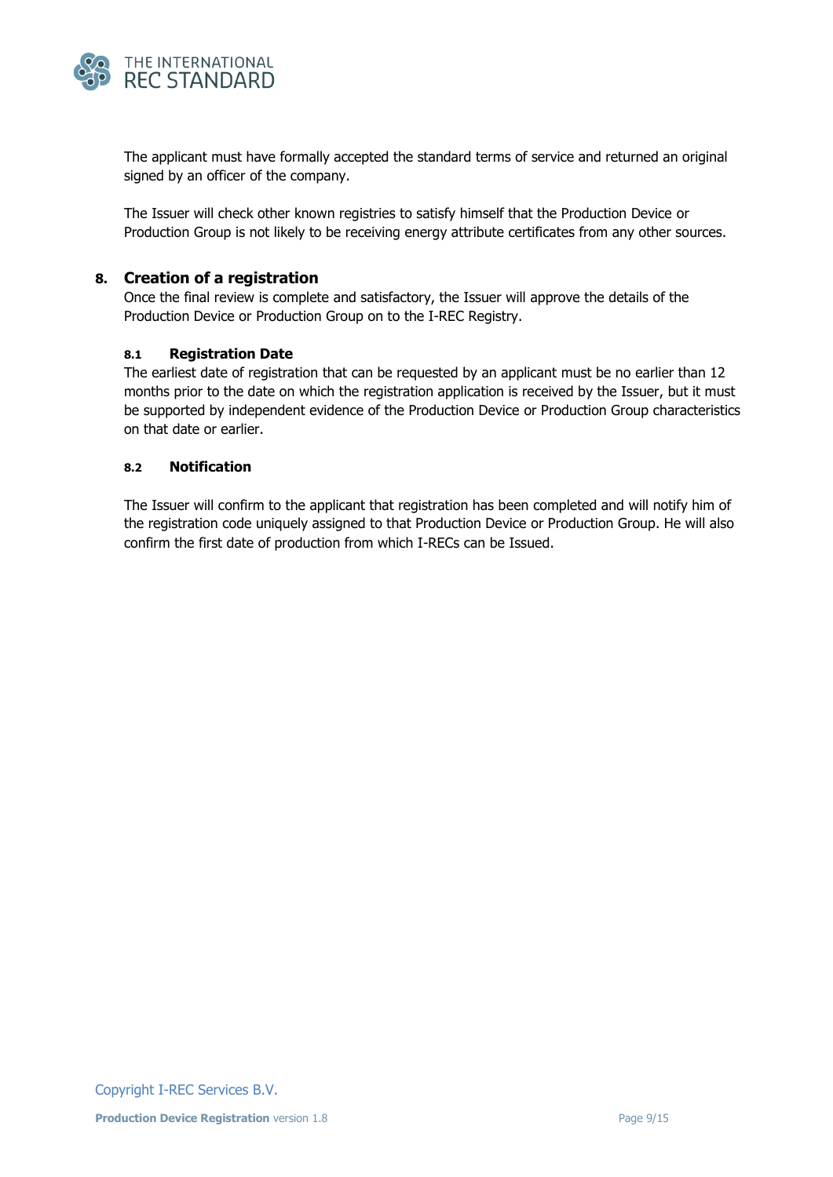The applicant must have formally accepted the standard terms of service and returned an original signed by an officer of the company.

The Issuer will check other known registries to satisfy himself that the Production Device or Production Group is not likely to be receiving energy attribute certificates from any other sources.

## 8. Creation of a registration

Once the final review is complete and satisfactory, the Issuer will approve the details of the Production Device or Production Group on to the I-REC Registry.

### 8.1 Registration Date

The earliest date of registration that can be requested by an applicant must be no earlier than 12 months prior to the date on which the registration application is received by the Issuer, but it must be supported by independent evidence of the Production Device or Production Group characteristics on that date or earlier.

### 8.2 Notification

The Issuer will confirm to the applicant that registration has been completed and will notify him of the registration code uniquely assigned to that Production Device or Production Group. He will also confirm the first date of production from which I-RECs can be Issued.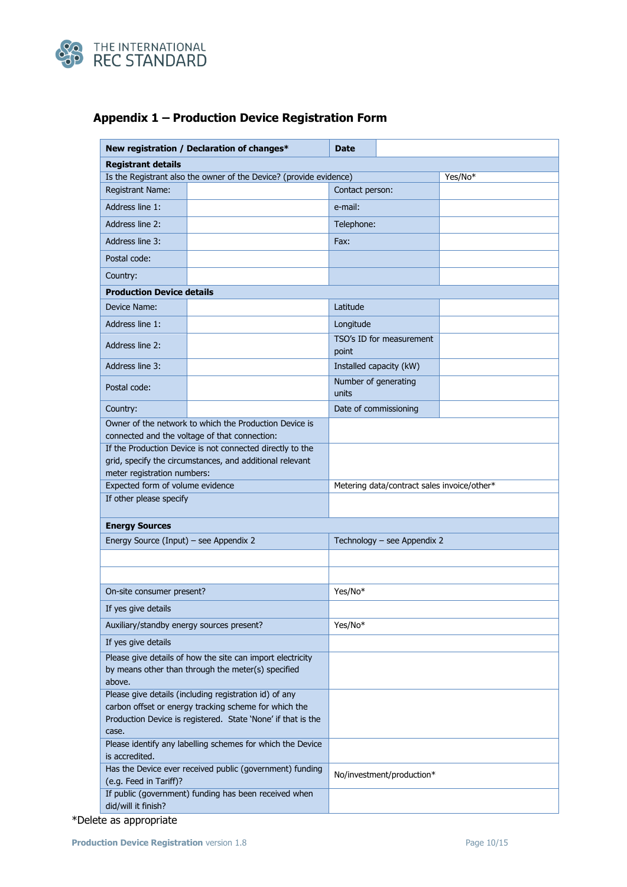## Appendix 1 – Production Device Registration Form

| **New registration / Declaration of changes*** | | **Date** | |
|---|---|---|---|
| **Registrant details** | | | |
| Is the Registrant also the owner of the Device? (provide evidence) | | | Yes/No* |
| Registrant Name: | | Contact person: | |
| Address line 1: | | e-mail: | |
| Address line 2: | | Telephone: | |
| Address line 3: | | Fax: | |
| Postal code: | | | |
| Country: | | | |
| **Production Device details** | | | |
| Device Name: | | Latitude | |
| Address line 1: | | Longitude | |
| Address line 2: | | TSO's ID for measurement point | |
| Address line 3: | | Installed capacity (kW) | |
| Postal code: | | Number of generating units | |
| Country: | | Date of commissioning | |
| Owner of the network to which the Production Device is connected and the voltage of that connection: | | | |
| If the Production Device is not connected directly to the grid, specify the circumstances, and additional relevant meter registration numbers: | | | |
| Expected form of volume evidence | | Metering data/contract sales invoice/other* | |
| If other please specify | | | |
| **Energy Sources** | | | |
| Energy Source (Input) – see Appendix 2 | | Technology – see Appendix 2 | |
| | | | |
| | | | |
| On-site consumer present? | | Yes/No* | |
| If yes give details | | | |
| Auxiliary/standby energy sources present? | | Yes/No* | |
| If yes give details | | | |
| Please give details of how the site can import electricity by means other than through the meter(s) specified above. | | | |
| Please give details (including registration id) of any carbon offset or energy tracking scheme for which the Production Device is registered. State 'None' if that is the case. | | | |
| Please identify any labelling schemes for which the Device is accredited. | | | |
| Has the Device ever received public (government) funding (e.g. Feed in Tariff)? | | No/investment/production* | |
| If public (government) funding has been received when did/will it finish? | | | |

*Delete as appropriate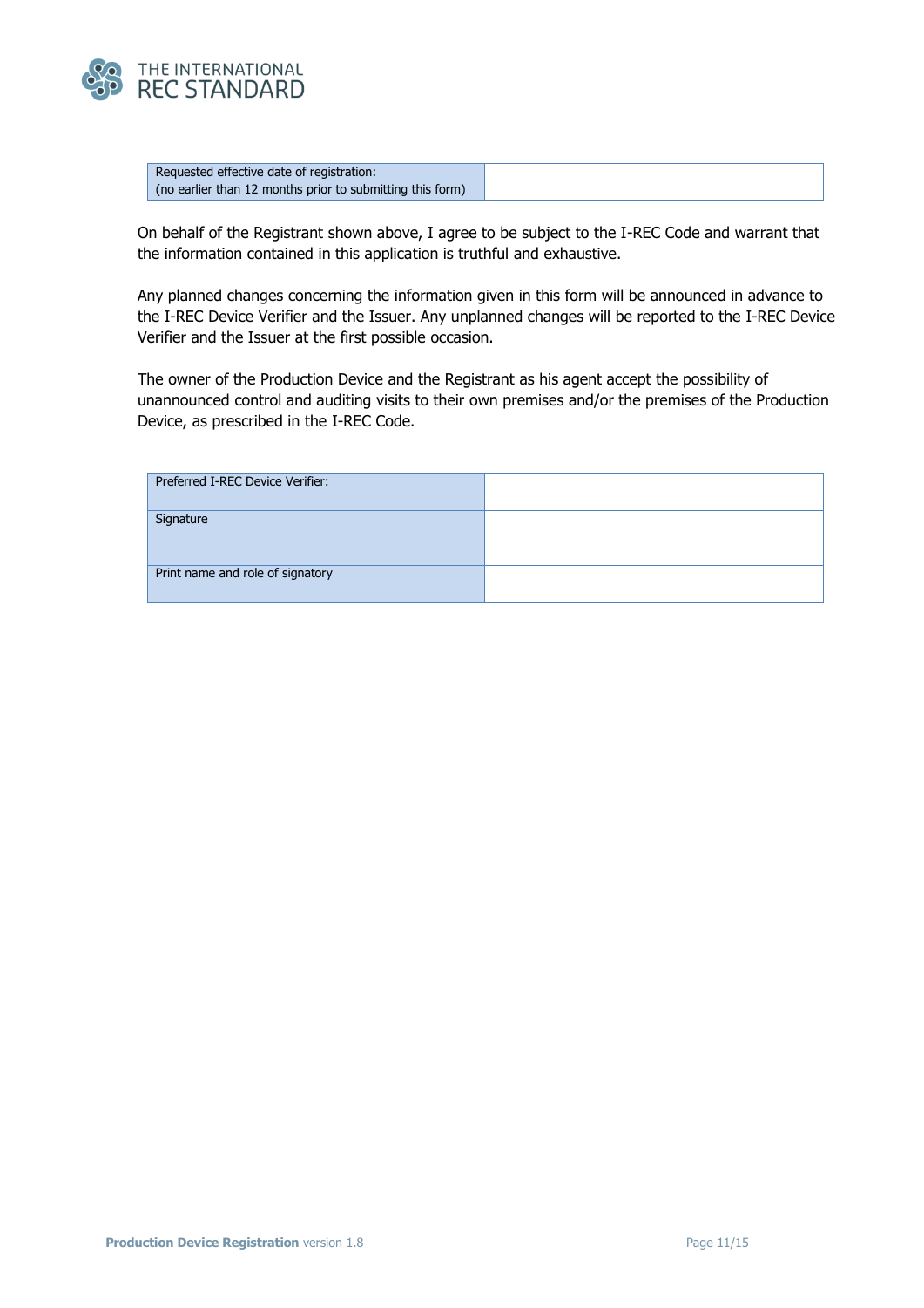| Requested effective date of registration:<br>(no earlier than 12 months prior to submitting this form) | |
|---|---|

On behalf of the Registrant shown above, I agree to be subject to the I-REC Code and warrant that the information contained in this application is truthful and exhaustive.

Any planned changes concerning the information given in this form will be announced in advance to the I-REC Device Verifier and the Issuer. Any unplanned changes will be reported to the I-REC Device Verifier and the Issuer at the first possible occasion.

The owner of the Production Device and the Registrant as his agent accept the possibility of unannounced control and auditing visits to their own premises and/or the premises of the Production Device, as prescribed in the I-REC Code.

| Preferred I-REC Device Verifier: | |
|---|---|
| Signature | |
| Print name and role of signatory | |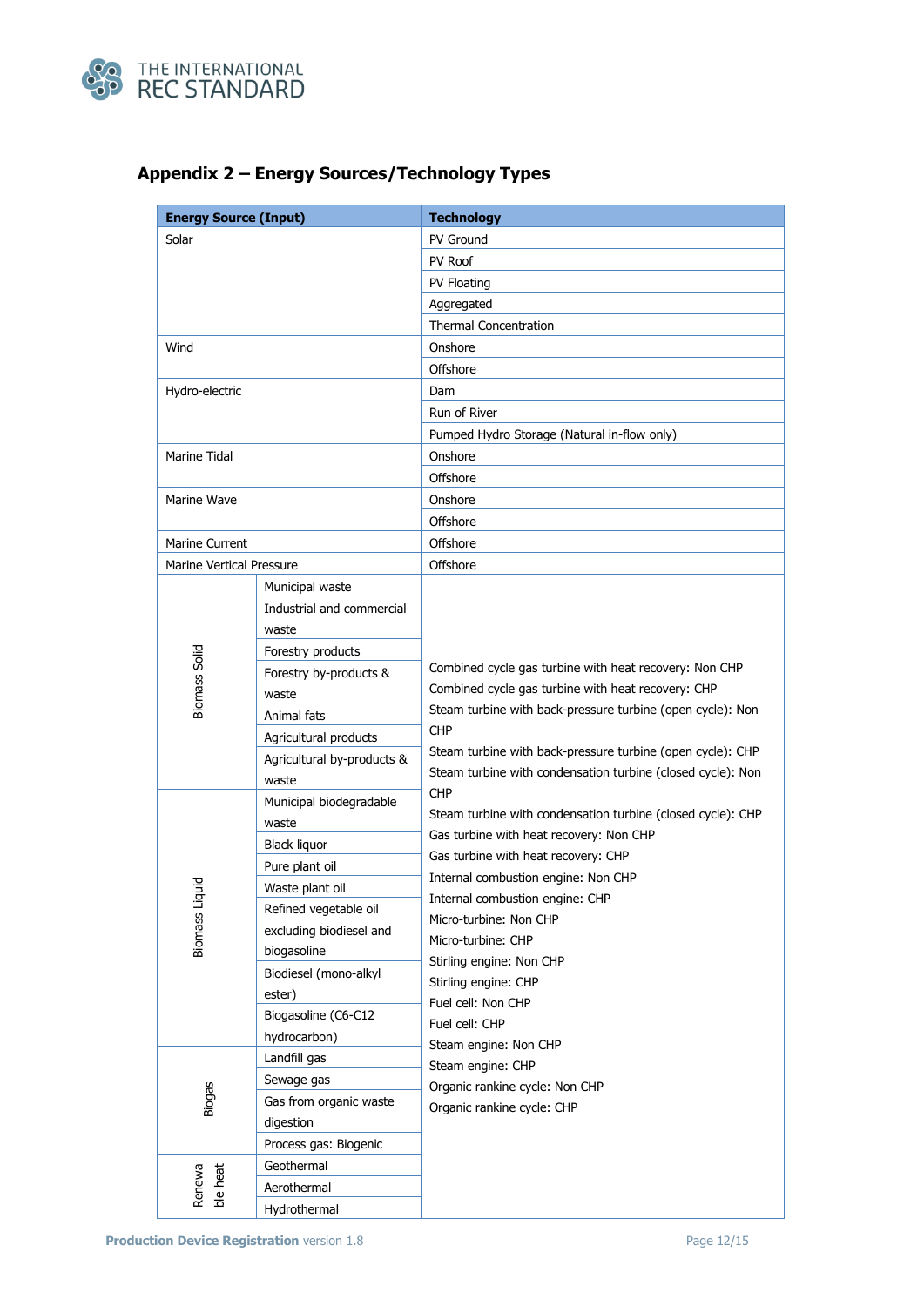## Appendix 2 – Energy Sources/Technology Types

| Energy Source (Input) | | Technology |
|---|---|---|
| Solar | | PV Ground |
| | | PV Roof |
| | | PV Floating |
| | | Aggregated |
| | | Thermal Concentration |
| Wind | | Onshore |
| | | Offshore |
| Hydro-electric | | Dam |
| | | Run of River |
| | | Pumped Hydro Storage (Natural in-flow only) |
| Marine Tidal | | Onshore |
| | | Offshore |
| Marine Wave | | Onshore |
| | | Offshore |
| Marine Current | | Offshore |
| Marine Vertical Pressure | | Offshore |
| Biomass Solid | Municipal waste | Combined cycle gas turbine with heat recovery: Non CHP<br>Combined cycle gas turbine with heat recovery: CHP<br>Steam turbine with back-pressure turbine (open cycle): Non CHP<br>Steam turbine with back-pressure turbine (open cycle): CHP<br>Steam turbine with condensation turbine (closed cycle): Non CHP<br>Steam turbine with condensation turbine (closed cycle): CHP<br>Gas turbine with heat recovery: Non CHP<br>Gas turbine with heat recovery: CHP<br>Internal combustion engine: Non CHP<br>Internal combustion engine: CHP<br>Micro-turbine: Non CHP<br>Micro-turbine: CHP<br>Stirling engine: Non CHP<br>Stirling engine: CHP<br>Fuel cell: Non CHP<br>Fuel cell: CHP<br>Steam engine: Non CHP<br>Steam engine: CHP<br>Organic rankine cycle: Non CHP<br>Organic rankine cycle: CHP |
| | Industrial and commercial waste | |
| | Forestry products | |
| | Forestry by-products & waste | |
| | Animal fats | |
| | Agricultural products | |
| | Agricultural by-products & waste | |
| Biomass Liquid | Municipal biodegradable waste | |
| | Black liquor | |
| | Pure plant oil | |
| | Waste plant oil | |
| | Refined vegetable oil excluding biodiesel and biogasoline | |
| | Biodiesel (mono-alkyl ester) | |
| | Biogasoline (C6-C12 hydrocarbon) | |
| Biogas | Landfill gas | |
| | Sewage gas | |
| | Gas from organic waste digestion | |
| | Process gas: Biogenic | |
| Renewable heat | Geothermal | |
| | Aerothermal | |
| | Hydrothermal | |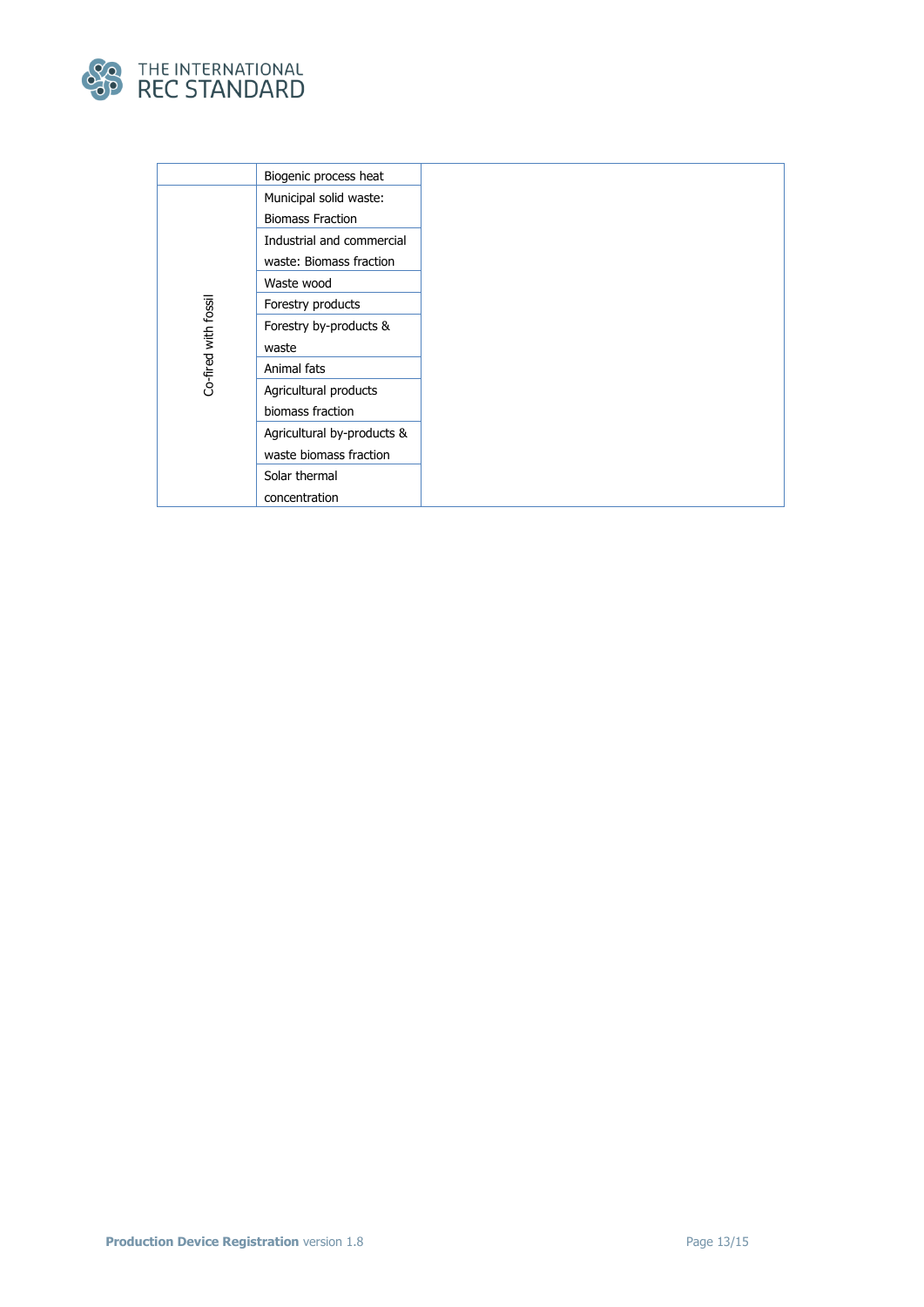| | | |
|---|---|---|
| | Biogenic process heat | |
| Co-fired with fossil | Municipal solid waste: Biomass Fraction | |
| | Industrial and commercial waste: Biomass fraction | |
| | Waste wood | |
| | Forestry products | |
| | Forestry by-products & waste | |
| | Animal fats | |
| | Agricultural products biomass fraction | |
| | Agricultural by-products & waste biomass fraction | |
| | Solar thermal concentration | |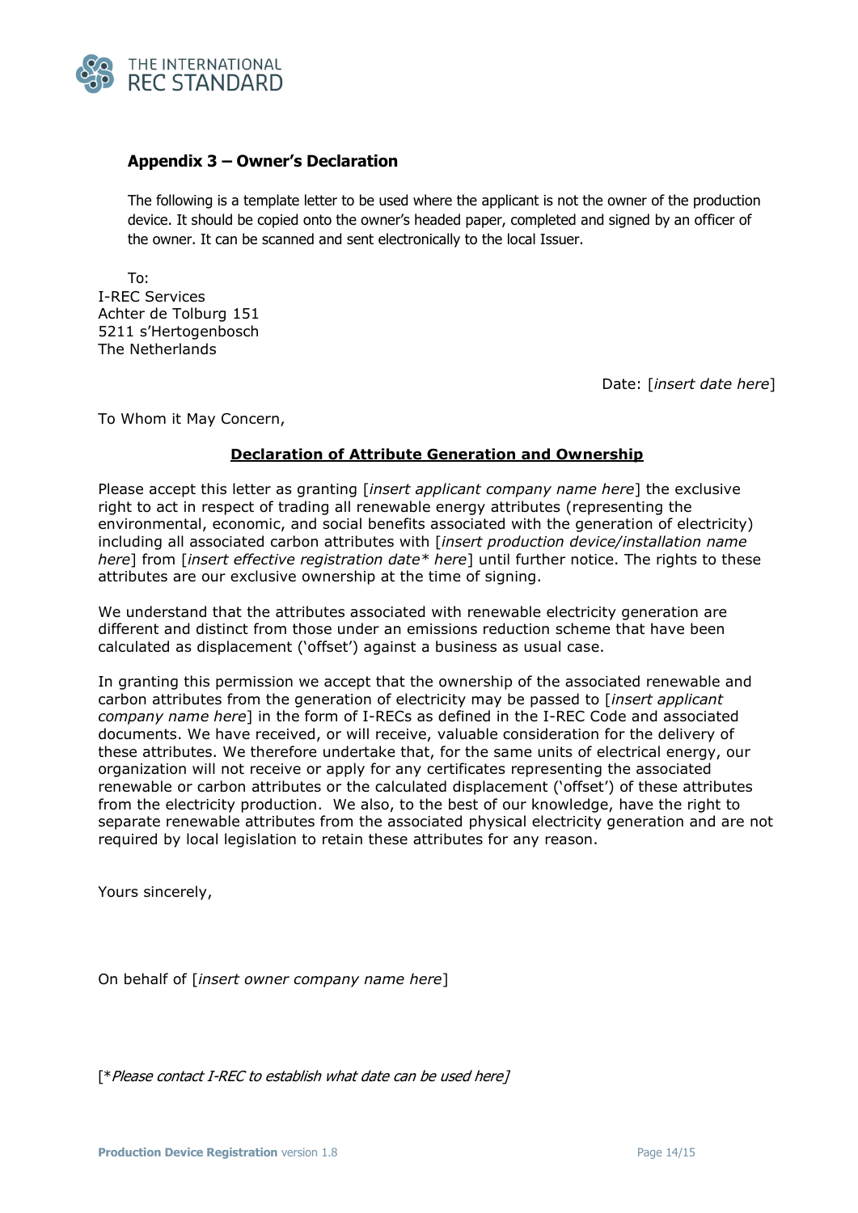## Appendix 3 – Owner's Declaration

The following is a template letter to be used where the applicant is not the owner of the production device. It should be copied onto the owner's headed paper, completed and signed by an officer of the owner. It can be scanned and sent electronically to the local Issuer.

To:
I-REC Services
Achter de Tolburg 151
5211 s'Hertogenbosch
The Netherlands

Date: [*insert date here*]

To Whom it May Concern,

**<u>Declaration of Attribute Generation and Ownership</u>**

Please accept this letter as granting [*insert applicant company name here*] the exclusive right to act in respect of trading all renewable energy attributes (representing the environmental, economic, and social benefits associated with the generation of electricity) including all associated carbon attributes with [*insert production device/installation name here*] from [*insert effective registration date* here*] until further notice. The rights to these attributes are our exclusive ownership at the time of signing.

We understand that the attributes associated with renewable electricity generation are different and distinct from those under an emissions reduction scheme that have been calculated as displacement ('offset') against a business as usual case.

In granting this permission we accept that the ownership of the associated renewable and carbon attributes from the generation of electricity may be passed to [*insert applicant company name here*] in the form of I-RECs as defined in the I-REC Code and associated documents. We have received, or will receive, valuable consideration for the delivery of these attributes. We therefore undertake that, for the same units of electrical energy, our organization will not receive or apply for any certificates representing the associated renewable or carbon attributes or the calculated displacement ('offset') of these attributes from the electricity production. We also, to the best of our knowledge, have the right to separate renewable attributes from the associated physical electricity generation and are not required by local legislation to retain these attributes for any reason.

Yours sincerely,

On behalf of [*insert owner company name here*]

[**Please contact I-REC to establish what date can be used here*]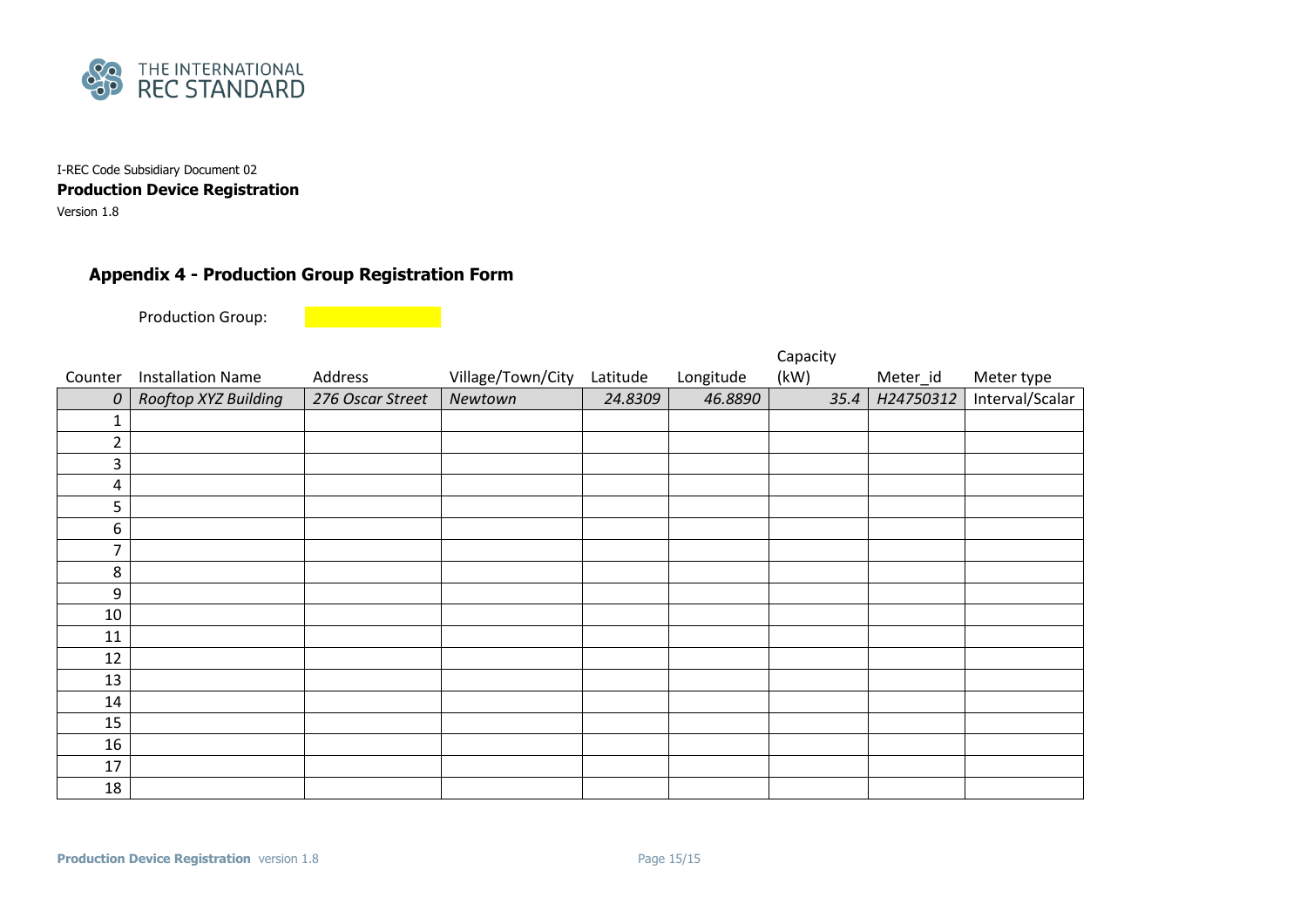THE INTERNATIONAL REC STANDARD

I-REC Code Subsidiary Document 02

**Production Device Registration**

Version 1.8

## Appendix 4 - Production Group Registration Form

Production Group:

| Counter | Installation Name | Address | Village/Town/City | Latitude | Longitude | Capacity (kW) | Meter_id | Meter type |
|---|---|---|---|---|---|---|---|---|
| *0* | *Rooftop XYZ Building* | *276 Oscar Street* | *Newtown* | *24.8309* | *46.8890* | *35.4* | *H24750312* | Interval/Scalar |
| 1 | | | | | | | | |
| 2 | | | | | | | | |
| 3 | | | | | | | | |
| 4 | | | | | | | | |
| 5 | | | | | | | | |
| 6 | | | | | | | | |
| 7 | | | | | | | | |
| 8 | | | | | | | | |
| 9 | | | | | | | | |
| 10 | | | | | | | | |
| 11 | | | | | | | | |
| 12 | | | | | | | | |
| 13 | | | | | | | | |
| 14 | | | | | | | | |
| 15 | | | | | | | | |
| 16 | | | | | | | | |
| 17 | | | | | | | | |
| 18 | | | | | | | | |